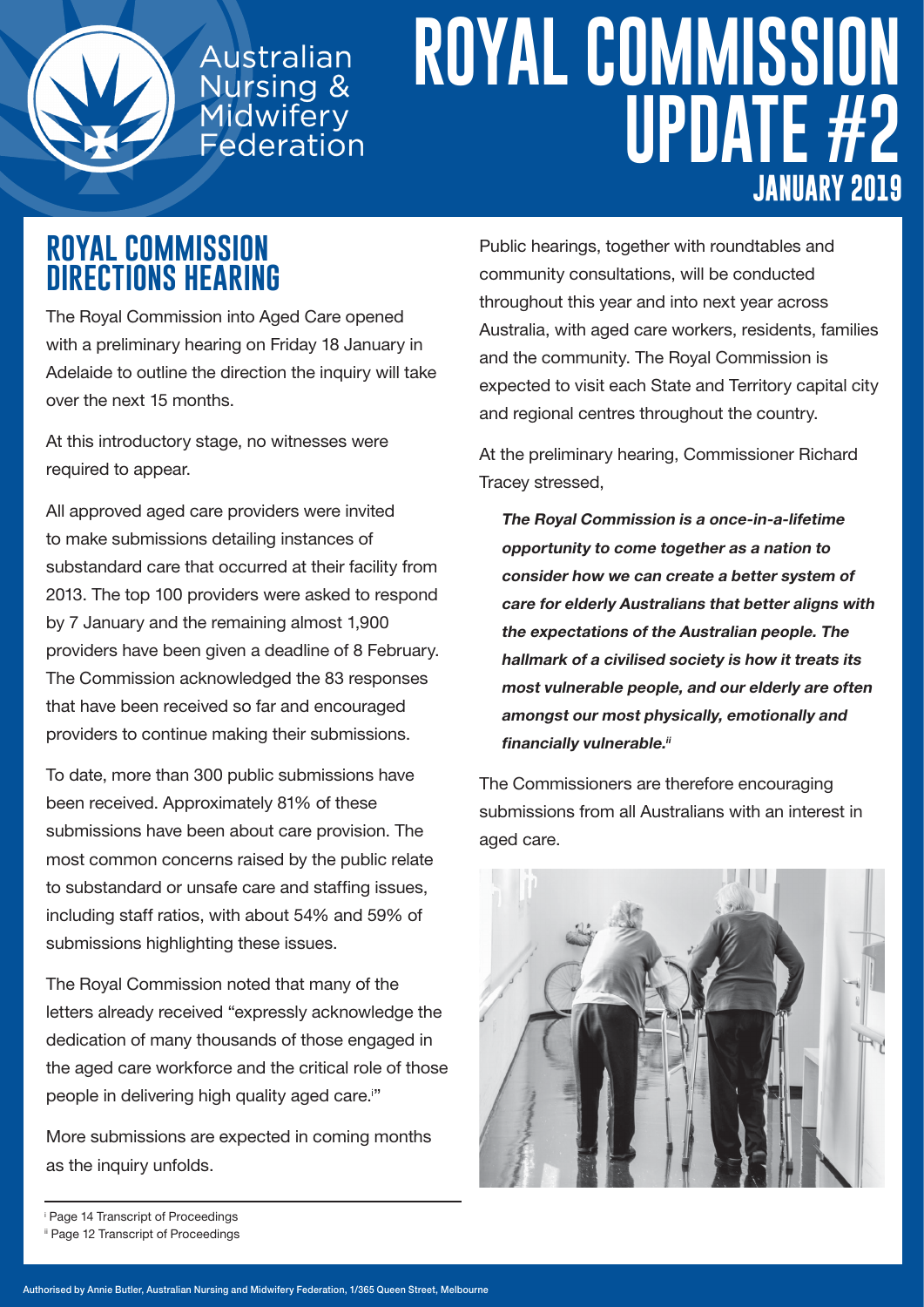Australian Nursing & Midwifery Federation

# ROYAL COMMISSION UPDATE #2

**JANUARY 2019**

## ROYAL COMMISSION DIRECTIONS HEARING

The Royal Commission into Aged Care opened with a preliminary hearing on Friday 18 January in Adelaide to outline the direction the inquiry will take over the next 15 months.

At this introductory stage, no witnesses were required to appear.

All approved aged care providers were invited to make submissions detailing instances of substandard care that occurred at their facility from 2013. The top 100 providers were asked to respond by 7 January and the remaining almost 1,900 providers have been given a deadline of 8 February. The Commission acknowledged the 83 responses that have been received so far and encouraged providers to continue making their submissions.

To date, more than 300 public submissions have been received. Approximately 81% of these submissions have been about care provision. The most common concerns raised by the public relate to substandard or unsafe care and staffing issues, including staff ratios, with about 54% and 59% of submissions highlighting these issues.

The Royal Commission noted that many of the letters already received "expressly acknowledge the dedication of many thousands of those engaged in the aged care workforce and the critical role of those people in delivering high quality aged care.[i]"

More submissions are expected in coming months as the inquiry unfolds.

Public hearings, together with roundtables and community consultations, will be conducted throughout this year and into next year across Australia, with aged care workers, residents, families and the community. The Royal Commission is expected to visit each State and Territory capital city and regional centres throughout the country.

At the preliminary hearing, Commissioner Richard Tracey stressed,

> ***The Royal Commission is a once-in-a-lifetime opportunity to come together as a nation to consider how we can create a better system of care for elderly Australians that better aligns with the expectations of the Australian people. The hallmark of a civilised society is how it treats its most vulnerable people, and our elderly are often amongst our most physically, emotionally and financially vulnerable.[ii]***

The Commissioners are therefore encouraging submissions from all Australians with an interest in aged care.

---

[i] Page 14 Transcript of Proceedings

[ii] Page 12 Transcript of Proceedings

Authorised by Annie Butler, Australian Nursing and Midwifery Federation, 1/365 Queen Street, Melbourne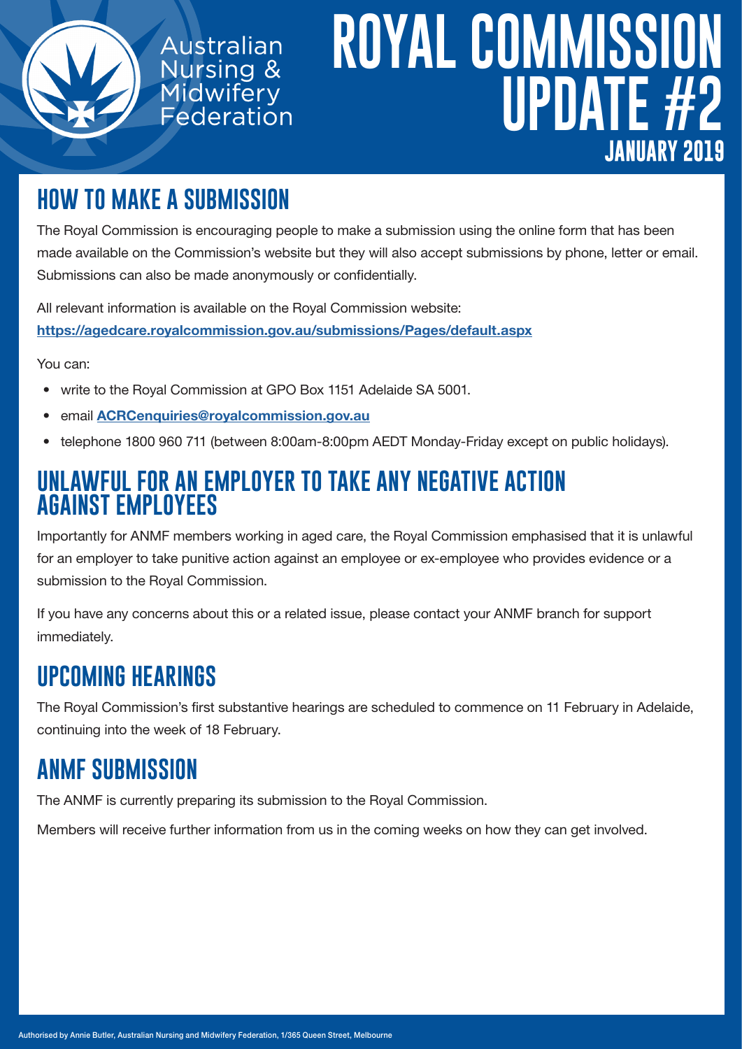Australian Nursing & Midwifery Federation

# ROYAL COMMISSION UPDATE #2

**JANUARY 2019**

## HOW TO MAKE A SUBMISSION

The Royal Commission is encouraging people to make a submission using the online form that has been made available on the Commission's website but they will also accept submissions by phone, letter or email. Submissions can also be made anonymously or confidentially.

All relevant information is available on the Royal Commission website:
**https://agedcare.royalcommission.gov.au/submissions/Pages/default.aspx**

You can:

- write to the Royal Commission at GPO Box 1151 Adelaide SA 5001.
- email **ACRCenquiries@royalcommission.gov.au**
- telephone 1800 960 711 (between 8:00am-8:00pm AEDT Monday-Friday except on public holidays).

## UNLAWFUL FOR AN EMPLOYER TO TAKE ANY NEGATIVE ACTION AGAINST EMPLOYEES

Importantly for ANMF members working in aged care, the Royal Commission emphasised that it is unlawful for an employer to take punitive action against an employee or ex-employee who provides evidence or a submission to the Royal Commission.

If you have any concerns about this or a related issue, please contact your ANMF branch for support immediately.

## UPCOMING HEARINGS

The Royal Commission's first substantive hearings are scheduled to commence on 11 February in Adelaide, continuing into the week of 18 February.

## ANMF SUBMISSION

The ANMF is currently preparing its submission to the Royal Commission.

Members will receive further information from us in the coming weeks on how they can get involved.

Authorised by Annie Butler, Australian Nursing and Midwifery Federation, 1/365 Queen Street, Melbourne